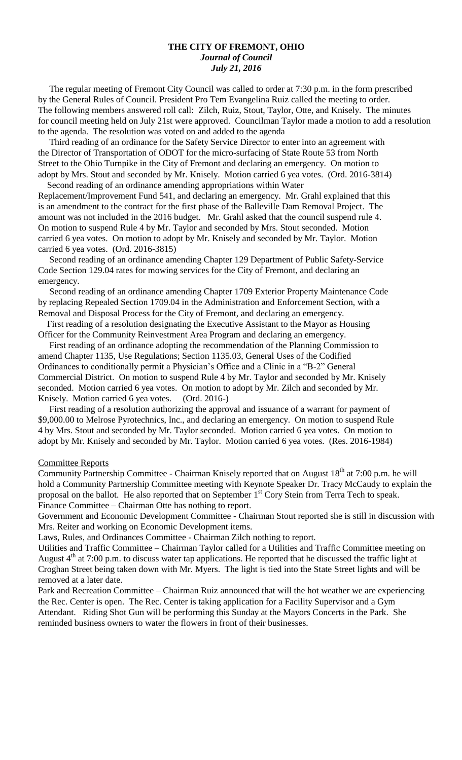# THE CITY OF FREMONT, OHIO
### *Journal of Council*
### *July 21, 2016*

The regular meeting of Fremont City Council was called to order at 7:30 p.m. in the form prescribed by the General Rules of Council. President Pro Tem Evangelina Ruiz called the meeting to order. The following members answered roll call: Zilch, Ruiz, Stout, Taylor, Otte, and Knisely. The minutes for council meeting held on July 21st were approved. Councilman Taylor made a motion to add a resolution to the agenda. The resolution was voted on and added to the agenda

Third reading of an ordinance for the Safety Service Director to enter into an agreement with the Director of Transportation of ODOT for the micro-surfacing of State Route 53 from North Street to the Ohio Turnpike in the City of Fremont and declaring an emergency. On motion to adopt by Mrs. Stout and seconded by Mr. Knisely. Motion carried 6 yea votes. (Ord. 2016-3814)

Second reading of an ordinance amending appropriations within Water Replacement/Improvement Fund 541, and declaring an emergency. Mr. Grahl explained that this is an amendment to the contract for the first phase of the Balleville Dam Removal Project. The amount was not included in the 2016 budget. Mr. Grahl asked that the council suspend rule 4. On motion to suspend Rule 4 by Mr. Taylor and seconded by Mrs. Stout seconded. Motion carried 6 yea votes. On motion to adopt by Mr. Knisely and seconded by Mr. Taylor. Motion carried 6 yea votes. (Ord. 2016-3815)

Second reading of an ordinance amending Chapter 129 Department of Public Safety-Service Code Section 129.04 rates for mowing services for the City of Fremont, and declaring an emergency.

Second reading of an ordinance amending Chapter 1709 Exterior Property Maintenance Code by replacing Repealed Section 1709.04 in the Administration and Enforcement Section, with a Removal and Disposal Process for the City of Fremont, and declaring an emergency.

First reading of a resolution designating the Executive Assistant to the Mayor as Housing Officer for the Community Reinvestment Area Program and declaring an emergency.

First reading of an ordinance adopting the recommendation of the Planning Commission to amend Chapter 1135, Use Regulations; Section 1135.03, General Uses of the Codified Ordinances to conditionally permit a Physician's Office and a Clinic in a "B-2" General Commercial District. On motion to suspend Rule 4 by Mr. Taylor and seconded by Mr. Knisely seconded. Motion carried 6 yea votes. On motion to adopt by Mr. Zilch and seconded by Mr. Knisely. Motion carried 6 yea votes. (Ord. 2016-)

First reading of a resolution authorizing the approval and issuance of a warrant for payment of $9,000.00 to Melrose Pyrotechnics, Inc., and declaring an emergency. On motion to suspend Rule 4 by Mrs. Stout and seconded by Mr. Taylor seconded. Motion carried 6 yea votes. On motion to adopt by Mr. Knisely and seconded by Mr. Taylor. Motion carried 6 yea votes. (Res. 2016-1984)

## Committee Reports

Community Partnership Committee - Chairman Knisely reported that on August 18th at 7:00 p.m. he will hold a Community Partnership Committee meeting with Keynote Speaker Dr. Tracy McCaudy to explain the proposal on the ballot. He also reported that on September 1st Cory Stein from Terra Tech to speak.

Finance Committee – Chairman Otte has nothing to report.

Government and Economic Development Committee - Chairman Stout reported she is still in discussion with Mrs. Reiter and working on Economic Development items.

Laws, Rules, and Ordinances Committee - Chairman Zilch nothing to report.

Utilities and Traffic Committee – Chairman Taylor called for a Utilities and Traffic Committee meeting on August 4th at 7:00 p.m. to discuss water tap applications. He reported that he discussed the traffic light at Croghan Street being taken down with Mr. Myers. The light is tied into the State Street lights and will be removed at a later date.

Park and Recreation Committee – Chairman Ruiz announced that will the hot weather we are experiencing the Rec. Center is open. The Rec. Center is taking application for a Facility Supervisor and a Gym Attendant. Riding Shot Gun will be performing this Sunday at the Mayors Concerts in the Park. She reminded business owners to water the flowers in front of their businesses.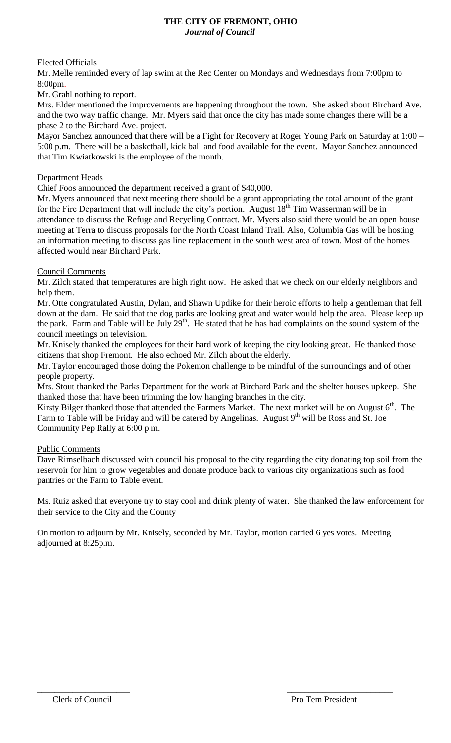**THE CITY OF FREMONT, OHIO**
***Journal of Council***

Elected Officials

Mr. Melle reminded every of lap swim at the Rec Center on Mondays and Wednesdays from 7:00pm to 8:00pm.

Mr. Grahl nothing to report.

Mrs. Elder mentioned the improvements are happening throughout the town. She asked about Birchard Ave. and the two way traffic change. Mr. Myers said that once the city has made some changes there will be a phase 2 to the Birchard Ave. project.

Mayor Sanchez announced that there will be a Fight for Recovery at Roger Young Park on Saturday at 1:00 – 5:00 p.m. There will be a basketball, kick ball and food available for the event. Mayor Sanchez announced that Tim Kwiatkowski is the employee of the month.

Department Heads

Chief Foos announced the department received a grant of $40,000.

Mr. Myers announced that next meeting there should be a grant appropriating the total amount of the grant for the Fire Department that will include the city's portion. August 18th Tim Wasserman will be in attendance to discuss the Refuge and Recycling Contract. Mr. Myers also said there would be an open house meeting at Terra to discuss proposals for the North Coast Inland Trail. Also, Columbia Gas will be hosting an information meeting to discuss gas line replacement in the south west area of town. Most of the homes affected would near Birchard Park.

Council Comments

Mr. Zilch stated that temperatures are high right now. He asked that we check on our elderly neighbors and help them.

Mr. Otte congratulated Austin, Dylan, and Shawn Updike for their heroic efforts to help a gentleman that fell down at the dam. He said that the dog parks are looking great and water would help the area. Please keep up the park. Farm and Table will be July 29th. He stated that he has had complaints on the sound system of the council meetings on television.

Mr. Knisely thanked the employees for their hard work of keeping the city looking great. He thanked those citizens that shop Fremont. He also echoed Mr. Zilch about the elderly.

Mr. Taylor encouraged those doing the Pokemon challenge to be mindful of the surroundings and of other people property.

Mrs. Stout thanked the Parks Department for the work at Birchard Park and the shelter houses upkeep. She thanked those that have been trimming the low hanging branches in the city.

Kirsty Bilger thanked those that attended the Farmers Market. The next market will be on August 6th. The Farm to Table will be Friday and will be catered by Angelinas. August 9th will be Ross and St. Joe Community Pep Rally at 6:00 p.m.

Public Comments

Dave Rimselbach discussed with council his proposal to the city regarding the city donating top soil from the reservoir for him to grow vegetables and donate produce back to various city organizations such as food pantries or the Farm to Table event.

Ms. Ruiz asked that everyone try to stay cool and drink plenty of water. She thanked the law enforcement for their service to the City and the County

On motion to adjourn by Mr. Knisely, seconded by Mr. Taylor, motion carried 6 yes votes. Meeting adjourned at 8:25p.m.

_____________________ &nbsp;&nbsp;&nbsp;&nbsp;&nbsp;&nbsp;&nbsp;&nbsp;&nbsp;&nbsp; ________________________

Clerk of Council &nbsp;&nbsp;&nbsp;&nbsp;&nbsp;&nbsp;&nbsp;&nbsp;&nbsp;&nbsp; Pro Tem President